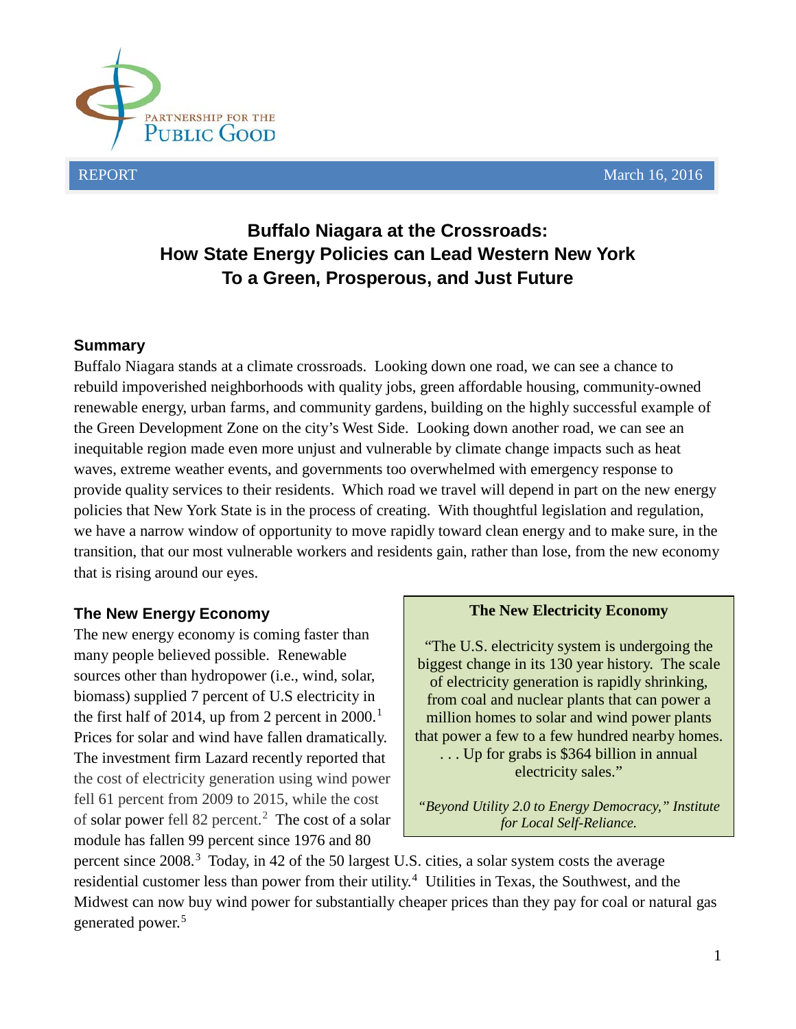PARTNERSHIP FOR THE PUBLIC GOOD

REPORT — March 16, 2016

# Buffalo Niagara at the Crossroads: How State Energy Policies can Lead Western New York To a Green, Prosperous, and Just Future

## Summary

Buffalo Niagara stands at a climate crossroads. Looking down one road, we can see a chance to rebuild impoverished neighborhoods with quality jobs, green affordable housing, community-owned renewable energy, urban farms, and community gardens, building on the highly successful example of the Green Development Zone on the city's West Side. Looking down another road, we can see an inequitable region made even more unjust and vulnerable by climate change impacts such as heat waves, extreme weather events, and governments too overwhelmed with emergency response to provide quality services to their residents. Which road we travel will depend in part on the new energy policies that New York State is in the process of creating. With thoughtful legislation and regulation, we have a narrow window of opportunity to move rapidly toward clean energy and to make sure, in the transition, that our most vulnerable workers and residents gain, rather than lose, from the new economy that is rising around our eyes.

## The New Energy Economy

The new energy economy is coming faster than many people believed possible. Renewable sources other than hydropower (i.e., wind, solar, biomass) supplied 7 percent of U.S electricity in the first half of 2014, up from 2 percent in 2000.[1] Prices for solar and wind have fallen dramatically. The investment firm Lazard recently reported that the cost of electricity generation using wind power fell 61 percent from 2009 to 2015, while the cost of solar power fell 82 percent.[2] The cost of a solar module has fallen 99 percent since 1976 and 80 percent since 2008.[3] Today, in 42 of the 50 largest U.S. cities, a solar system costs the average residential customer less than power from their utility.[4] Utilities in Texas, the Southwest, and the Midwest can now buy wind power for substantially cheaper prices than they pay for coal or natural gas generated power.[5]

> **The New Electricity Economy**
>
> "The U.S. electricity system is undergoing the biggest change in its 130 year history. The scale of electricity generation is rapidly shrinking, from coal and nuclear plants that can power a million homes to solar and wind power plants that power a few to a few hundred nearby homes. . . . Up for grabs is $364 billion in annual electricity sales."
>
> *"Beyond Utility 2.0 to Energy Democracy," Institute for Local Self-Reliance.*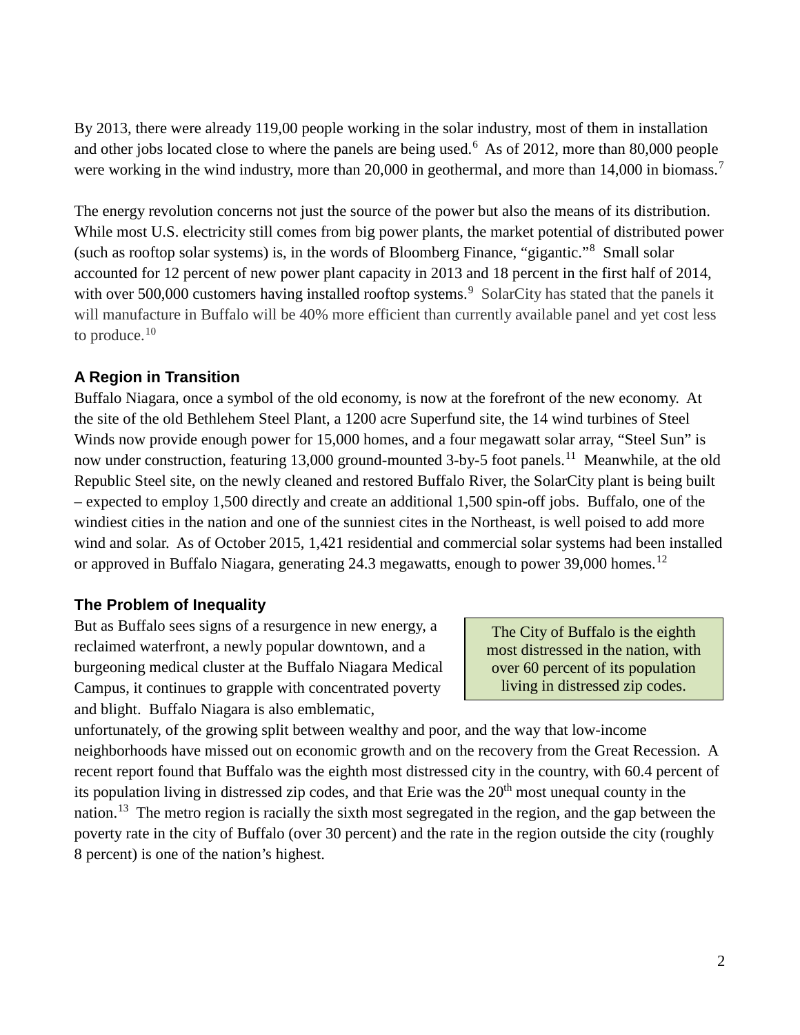By 2013, there were already 119,00 people working in the solar industry, most of them in installation and other jobs located close to where the panels are being used.[6] As of 2012, more than 80,000 people were working in the wind industry, more than 20,000 in geothermal, and more than 14,000 in biomass.[7]

The energy revolution concerns not just the source of the power but also the means of its distribution. While most U.S. electricity still comes from big power plants, the market potential of distributed power (such as rooftop solar systems) is, in the words of Bloomberg Finance, "gigantic."[8] Small solar accounted for 12 percent of new power plant capacity in 2013 and 18 percent in the first half of 2014, with over 500,000 customers having installed rooftop systems.[9] SolarCity has stated that the panels it will manufacture in Buffalo will be 40% more efficient than currently available panel and yet cost less to produce.[10]

### A Region in Transition

Buffalo Niagara, once a symbol of the old economy, is now at the forefront of the new economy. At the site of the old Bethlehem Steel Plant, a 1200 acre Superfund site, the 14 wind turbines of Steel Winds now provide enough power for 15,000 homes, and a four megawatt solar array, "Steel Sun" is now under construction, featuring 13,000 ground-mounted 3-by-5 foot panels.[11] Meanwhile, at the old Republic Steel site, on the newly cleaned and restored Buffalo River, the SolarCity plant is being built – expected to employ 1,500 directly and create an additional 1,500 spin-off jobs. Buffalo, one of the windiest cities in the nation and one of the sunniest cites in the Northeast, is well poised to add more wind and solar. As of October 2015, 1,421 residential and commercial solar systems had been installed or approved in Buffalo Niagara, generating 24.3 megawatts, enough to power 39,000 homes.[12]

### The Problem of Inequality

> The City of Buffalo is the eighth most distressed in the nation, with over 60 percent of its population living in distressed zip codes.

But as Buffalo sees signs of a resurgence in new energy, a reclaimed waterfront, a newly popular downtown, and a burgeoning medical cluster at the Buffalo Niagara Medical Campus, it continues to grapple with concentrated poverty and blight. Buffalo Niagara is also emblematic, unfortunately, of the growing split between wealthy and poor, and the way that low-income neighborhoods have missed out on economic growth and on the recovery from the Great Recession. A recent report found that Buffalo was the eighth most distressed city in the country, with 60.4 percent of its population living in distressed zip codes, and that Erie was the 20th most unequal county in the nation.[13] The metro region is racially the sixth most segregated in the region, and the gap between the poverty rate in the city of Buffalo (over 30 percent) and the rate in the region outside the city (roughly 8 percent) is one of the nation's highest.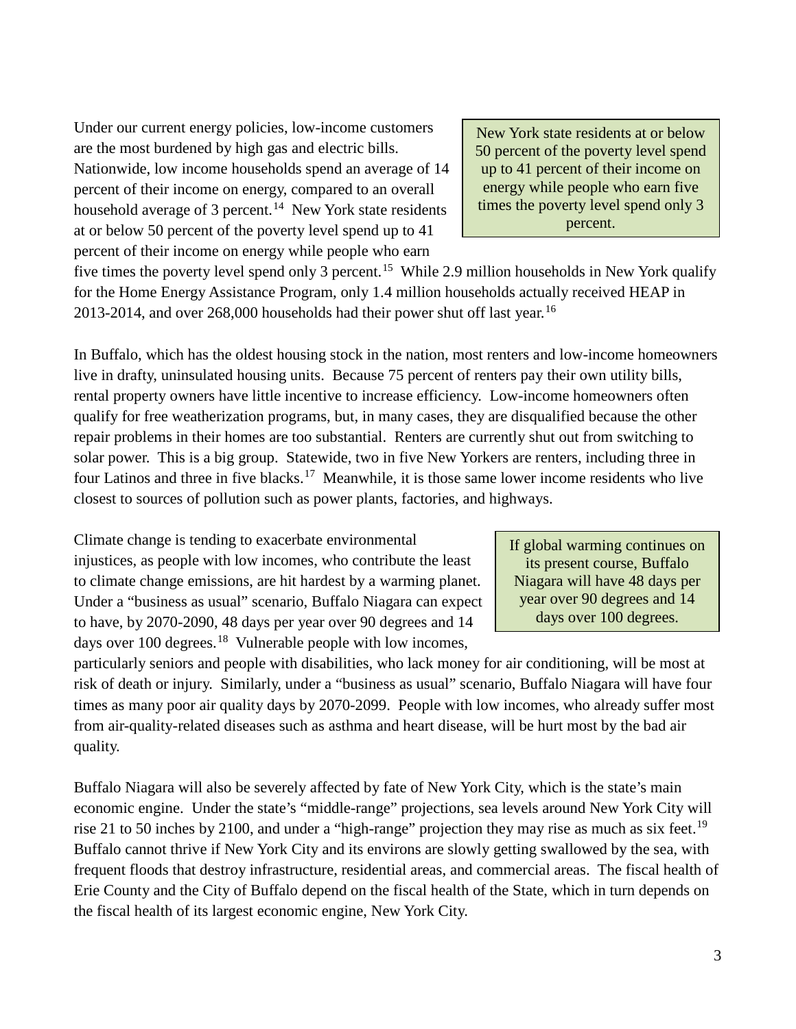Under our current energy policies, low-income customers are the most burdened by high gas and electric bills. Nationwide, low income households spend an average of 14 percent of their income on energy, compared to an overall household average of 3 percent.[14] New York state residents at or below 50 percent of the poverty level spend up to 41 percent of their income on energy while people who earn five times the poverty level spend only 3 percent.[15] While 2.9 million households in New York qualify for the Home Energy Assistance Program, only 1.4 million households actually received HEAP in 2013-2014, and over 268,000 households had their power shut off last year.[16]

> New York state residents at or below 50 percent of the poverty level spend up to 41 percent of their income on energy while people who earn five times the poverty level spend only 3 percent.

In Buffalo, which has the oldest housing stock in the nation, most renters and low-income homeowners live in drafty, uninsulated housing units. Because 75 percent of renters pay their own utility bills, rental property owners have little incentive to increase efficiency. Low-income homeowners often qualify for free weatherization programs, but, in many cases, they are disqualified because the other repair problems in their homes are too substantial. Renters are currently shut out from switching to solar power. This is a big group. Statewide, two in five New Yorkers are renters, including three in four Latinos and three in five blacks.[17] Meanwhile, it is those same lower income residents who live closest to sources of pollution such as power plants, factories, and highways.

Climate change is tending to exacerbate environmental injustices, as people with low incomes, who contribute the least to climate change emissions, are hit hardest by a warming planet. Under a "business as usual" scenario, Buffalo Niagara can expect to have, by 2070-2090, 48 days per year over 90 degrees and 14 days over 100 degrees.[18] Vulnerable people with low incomes, particularly seniors and people with disabilities, who lack money for air conditioning, will be most at risk of death or injury. Similarly, under a "business as usual" scenario, Buffalo Niagara will have four times as many poor air quality days by 2070-2099. People with low incomes, who already suffer most from air-quality-related diseases such as asthma and heart disease, will be hurt most by the bad air quality.

> If global warming continues on its present course, Buffalo Niagara will have 48 days per year over 90 degrees and 14 days over 100 degrees.

Buffalo Niagara will also be severely affected by fate of New York City, which is the state's main economic engine. Under the state's "middle-range" projections, sea levels around New York City will rise 21 to 50 inches by 2100, and under a "high-range" projection they may rise as much as six feet.[19] Buffalo cannot thrive if New York City and its environs are slowly getting swallowed by the sea, with frequent floods that destroy infrastructure, residential areas, and commercial areas. The fiscal health of Erie County and the City of Buffalo depend on the fiscal health of the State, which in turn depends on the fiscal health of its largest economic engine, New York City.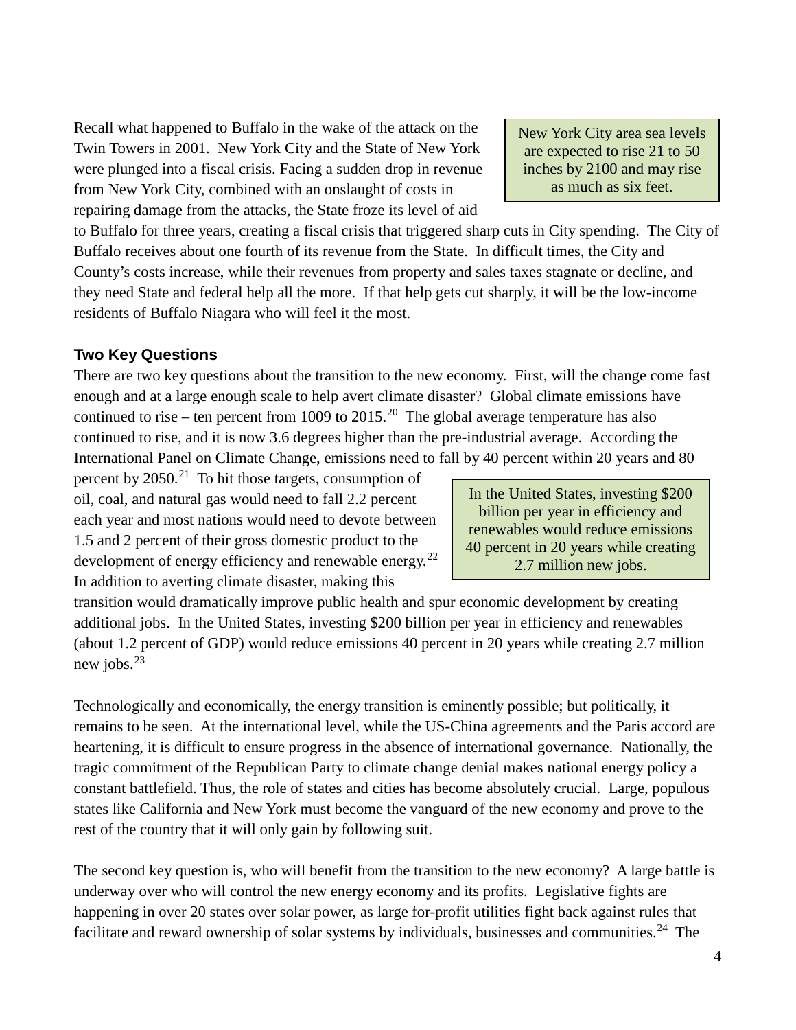Recall what happened to Buffalo in the wake of the attack on the Twin Towers in 2001. New York City and the State of New York were plunged into a fiscal crisis. Facing a sudden drop in revenue from New York City, combined with an onslaught of costs in repairing damage from the attacks, the State froze its level of aid to Buffalo for three years, creating a fiscal crisis that triggered sharp cuts in City spending. The City of Buffalo receives about one fourth of its revenue from the State. In difficult times, the City and County's costs increase, while their revenues from property and sales taxes stagnate or decline, and they need State and federal help all the more. If that help gets cut sharply, it will be the low-income residents of Buffalo Niagara who will feel it the most.

> New York City area sea levels are expected to rise 21 to 50 inches by 2100 and may rise as much as six feet.

### Two Key Questions

There are two key questions about the transition to the new economy. First, will the change come fast enough and at a large enough scale to help avert climate disaster? Global climate emissions have continued to rise – ten percent from 1009 to 2015.[20] The global average temperature has also continued to rise, and it is now 3.6 degrees higher than the pre-industrial average. According the International Panel on Climate Change, emissions need to fall by 40 percent within 20 years and 80 percent by 2050.[21] To hit those targets, consumption of oil, coal, and natural gas would need to fall 2.2 percent each year and most nations would need to devote between 1.5 and 2 percent of their gross domestic product to the development of energy efficiency and renewable energy.[22] In addition to averting climate disaster, making this transition would dramatically improve public health and spur economic development by creating additional jobs. In the United States, investing $200 billion per year in efficiency and renewables (about 1.2 percent of GDP) would reduce emissions 40 percent in 20 years while creating 2.7 million new jobs.[23]

> In the United States, investing $200 billion per year in efficiency and renewables would reduce emissions 40 percent in 20 years while creating 2.7 million new jobs.

Technologically and economically, the energy transition is eminently possible; but politically, it remains to be seen. At the international level, while the US-China agreements and the Paris accord are heartening, it is difficult to ensure progress in the absence of international governance. Nationally, the tragic commitment of the Republican Party to climate change denial makes national energy policy a constant battlefield. Thus, the role of states and cities has become absolutely crucial. Large, populous states like California and New York must become the vanguard of the new economy and prove to the rest of the country that it will only gain by following suit.

The second key question is, who will benefit from the transition to the new economy? A large battle is underway over who will control the new energy economy and its profits. Legislative fights are happening in over 20 states over solar power, as large for-profit utilities fight back against rules that facilitate and reward ownership of solar systems by individuals, businesses and communities.[24] The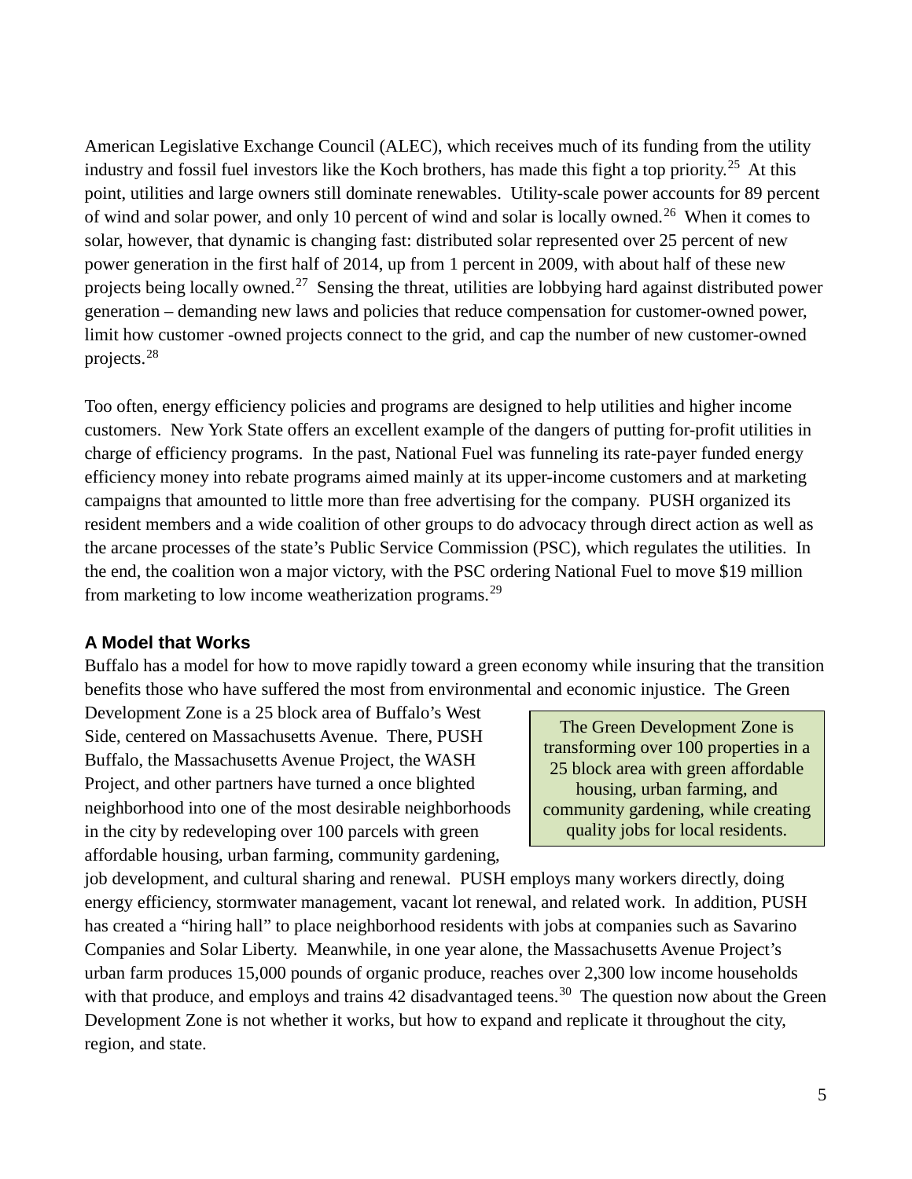American Legislative Exchange Council (ALEC), which receives much of its funding from the utility industry and fossil fuel investors like the Koch brothers, has made this fight a top priority.[25] At this point, utilities and large owners still dominate renewables. Utility-scale power accounts for 89 percent of wind and solar power, and only 10 percent of wind and solar is locally owned.[26] When it comes to solar, however, that dynamic is changing fast: distributed solar represented over 25 percent of new power generation in the first half of 2014, up from 1 percent in 2009, with about half of these new projects being locally owned.[27] Sensing the threat, utilities are lobbying hard against distributed power generation – demanding new laws and policies that reduce compensation for customer-owned power, limit how customer -owned projects connect to the grid, and cap the number of new customer-owned projects.[28]

Too often, energy efficiency policies and programs are designed to help utilities and higher income customers. New York State offers an excellent example of the dangers of putting for-profit utilities in charge of efficiency programs. In the past, National Fuel was funneling its rate-payer funded energy efficiency money into rebate programs aimed mainly at its upper-income customers and at marketing campaigns that amounted to little more than free advertising for the company. PUSH organized its resident members and a wide coalition of other groups to do advocacy through direct action as well as the arcane processes of the state's Public Service Commission (PSC), which regulates the utilities. In the end, the coalition won a major victory, with the PSC ordering National Fuel to move $19 million from marketing to low income weatherization programs.[29]

### A Model that Works

Buffalo has a model for how to move rapidly toward a green economy while insuring that the transition benefits those who have suffered the most from environmental and economic injustice. The Green Development Zone is a 25 block area of Buffalo's West Side, centered on Massachusetts Avenue. There, PUSH Buffalo, the Massachusetts Avenue Project, the WASH Project, and other partners have turned a once blighted neighborhood into one of the most desirable neighborhoods in the city by redeveloping over 100 parcels with green affordable housing, urban farming, community gardening, job development, and cultural sharing and renewal. PUSH employs many workers directly, doing energy efficiency, stormwater management, vacant lot renewal, and related work. In addition, PUSH has created a "hiring hall" to place neighborhood residents with jobs at companies such as Savarino Companies and Solar Liberty. Meanwhile, in one year alone, the Massachusetts Avenue Project's urban farm produces 15,000 pounds of organic produce, reaches over 2,300 low income households with that produce, and employs and trains 42 disadvantaged teens.[30] The question now about the Green Development Zone is not whether it works, but how to expand and replicate it throughout the city, region, and state.

> The Green Development Zone is transforming over 100 properties in a 25 block area with green affordable housing, urban farming, and community gardening, while creating quality jobs for local residents.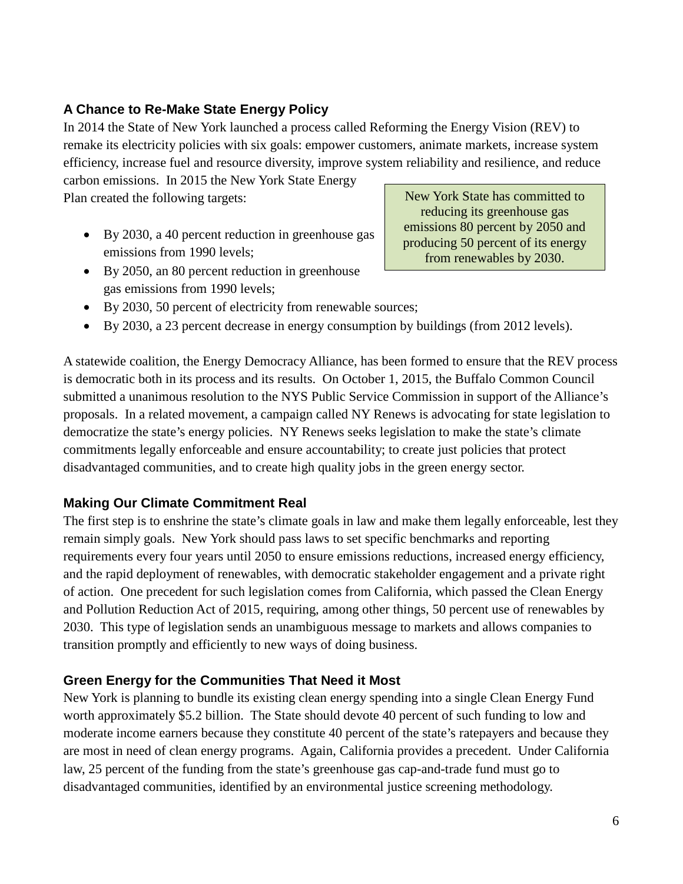### A Chance to Re-Make State Energy Policy

In 2014 the State of New York launched a process called Reforming the Energy Vision (REV) to remake its electricity policies with six goals: empower customers, animate markets, increase system efficiency, increase fuel and resource diversity, improve system reliability and resilience, and reduce carbon emissions. In 2015 the New York State Energy Plan created the following targets:

> New York State has committed to reducing its greenhouse gas emissions 80 percent by 2050 and producing 50 percent of its energy from renewables by 2030.

- By 2030, a 40 percent reduction in greenhouse gas emissions from 1990 levels;
- By 2050, an 80 percent reduction in greenhouse gas emissions from 1990 levels;
- By 2030, 50 percent of electricity from renewable sources;
- By 2030, a 23 percent decrease in energy consumption by buildings (from 2012 levels).

A statewide coalition, the Energy Democracy Alliance, has been formed to ensure that the REV process is democratic both in its process and its results. On October 1, 2015, the Buffalo Common Council submitted a unanimous resolution to the NYS Public Service Commission in support of the Alliance's proposals. In a related movement, a campaign called NY Renews is advocating for state legislation to democratize the state's energy policies. NY Renews seeks legislation to make the state's climate commitments legally enforceable and ensure accountability; to create just policies that protect disadvantaged communities, and to create high quality jobs in the green energy sector.

### Making Our Climate Commitment Real

The first step is to enshrine the state's climate goals in law and make them legally enforceable, lest they remain simply goals. New York should pass laws to set specific benchmarks and reporting requirements every four years until 2050 to ensure emissions reductions, increased energy efficiency, and the rapid deployment of renewables, with democratic stakeholder engagement and a private right of action. One precedent for such legislation comes from California, which passed the Clean Energy and Pollution Reduction Act of 2015, requiring, among other things, 50 percent use of renewables by 2030. This type of legislation sends an unambiguous message to markets and allows companies to transition promptly and efficiently to new ways of doing business.

### Green Energy for the Communities That Need it Most

New York is planning to bundle its existing clean energy spending into a single Clean Energy Fund worth approximately $5.2 billion. The State should devote 40 percent of such funding to low and moderate income earners because they constitute 40 percent of the state's ratepayers and because they are most in need of clean energy programs. Again, California provides a precedent. Under California law, 25 percent of the funding from the state's greenhouse gas cap-and-trade fund must go to disadvantaged communities, identified by an environmental justice screening methodology.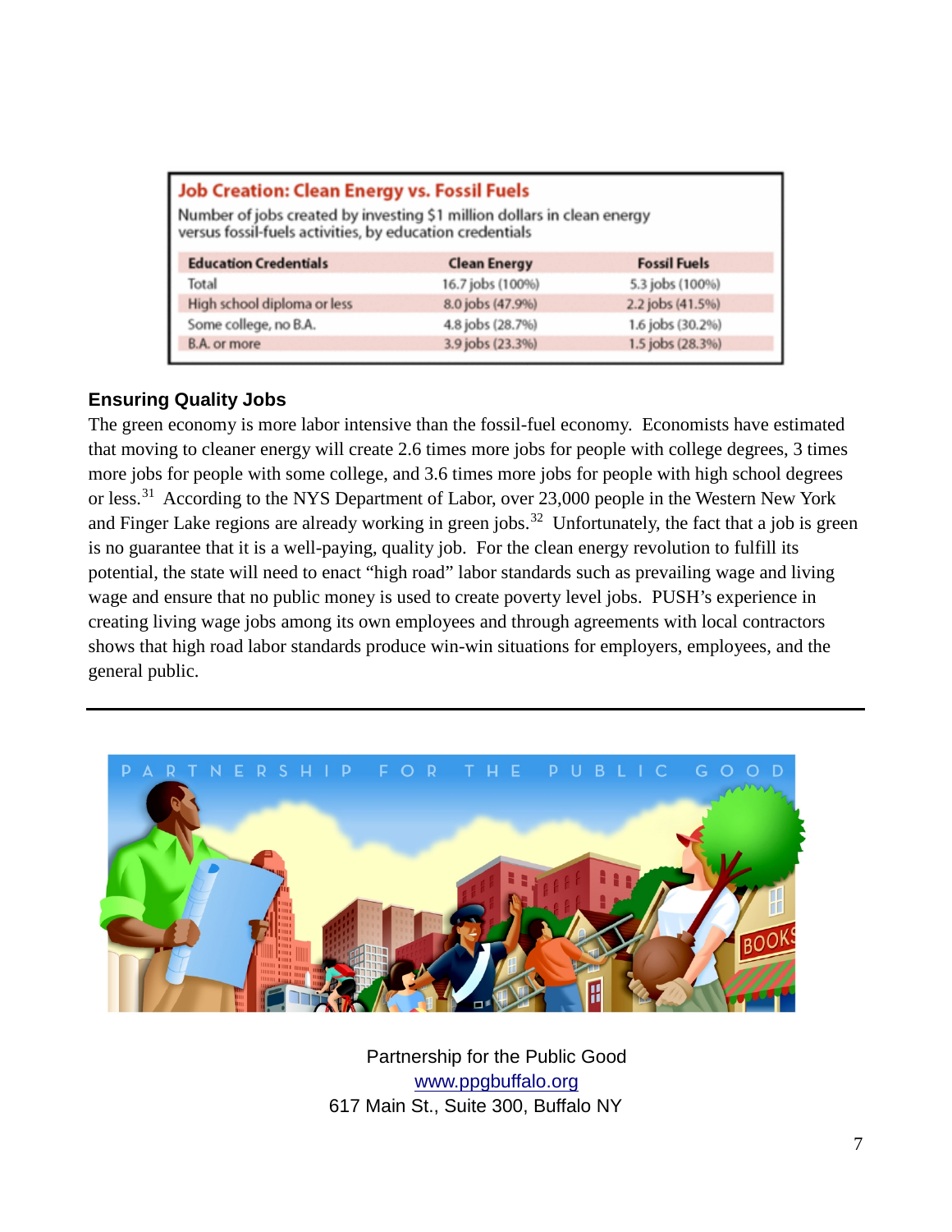**Job Creation: Clean Energy vs. Fossil Fuels**

Number of jobs created by investing $1 million dollars in clean energy versus fossil-fuels activities, by education credentials

| Education Credentials | Clean Energy | Fossil Fuels |
|---|---|---|
| Total | 16.7 jobs (100%) | 5.3 jobs (100%) |
| High school diploma or less | 8.0 jobs (47.9%) | 2.2 jobs (41.5%) |
| Some college, no B.A. | 4.8 jobs (28.7%) | 1.6 jobs (30.2%) |
| B.A. or more | 3.9 jobs (23.3%) | 1.5 jobs (28.3%) |

## Ensuring Quality Jobs

The green economy is more labor intensive than the fossil-fuel economy. Economists have estimated that moving to cleaner energy will create 2.6 times more jobs for people with college degrees, 3 times more jobs for people with some college, and 3.6 times more jobs for people with high school degrees or less.[31] According to the NYS Department of Labor, over 23,000 people in the Western New York and Finger Lake regions are already working in green jobs.[32] Unfortunately, the fact that a job is green is no guarantee that it is a well-paying, quality job. For the clean energy revolution to fulfill its potential, the state will need to enact "high road" labor standards such as prevailing wage and living wage and ensure that no public money is used to create poverty level jobs. PUSH's experience in creating living wage jobs among its own employees and through agreements with local contractors shows that high road labor standards produce win-win situations for employers, employees, and the general public.

---

Partnership for the Public Good
www.ppgbuffalo.org
617 Main St., Suite 300, Buffalo NY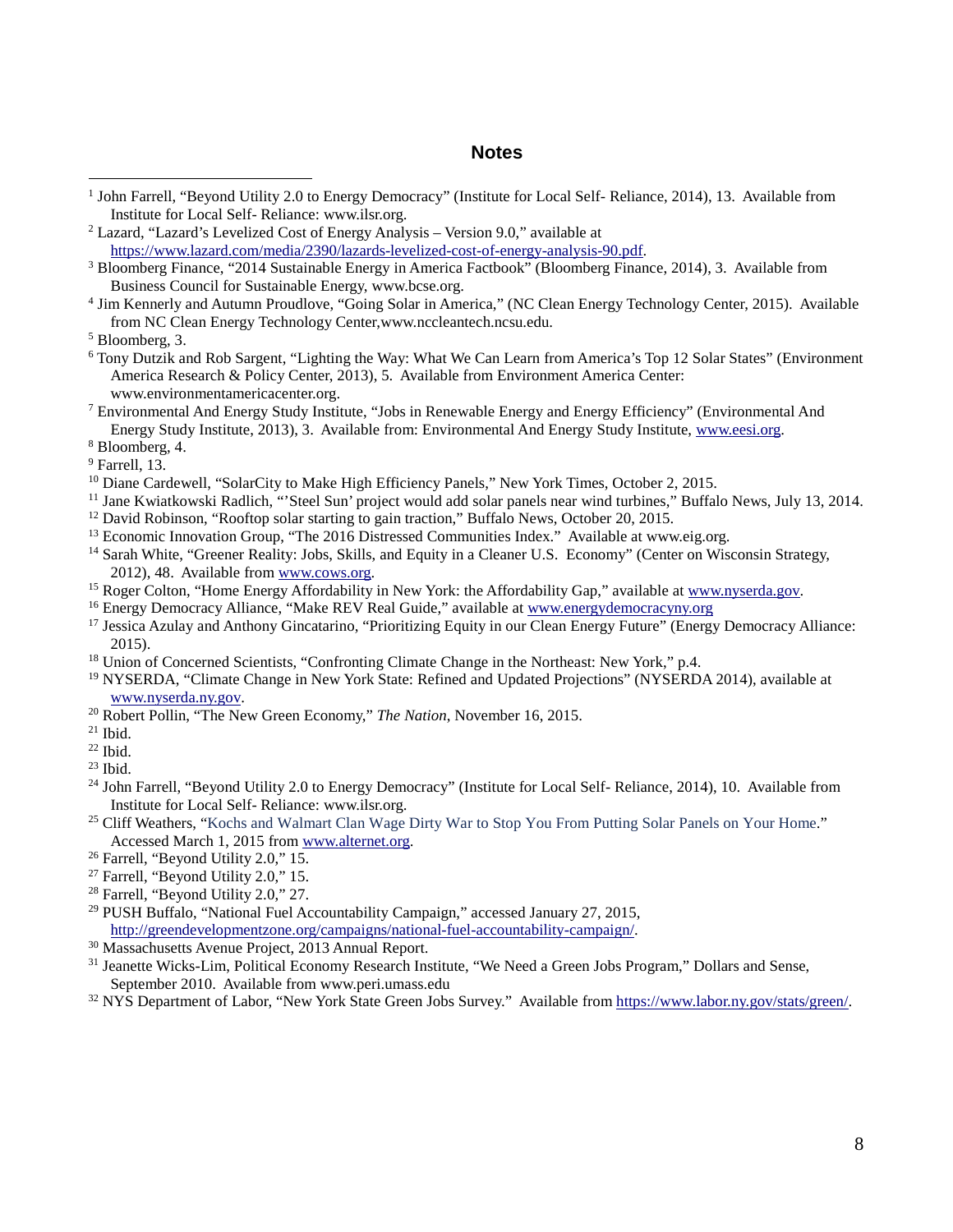## Notes

[1] John Farrell, "Beyond Utility 2.0 to Energy Democracy" (Institute for Local Self- Reliance, 2014), 13. Available from Institute for Local Self- Reliance: www.ilsr.org.

[2] Lazard, "Lazard's Levelized Cost of Energy Analysis – Version 9.0," available at https://www.lazard.com/media/2390/lazards-levelized-cost-of-energy-analysis-90.pdf.

[3] Bloomberg Finance, "2014 Sustainable Energy in America Factbook" (Bloomberg Finance, 2014), 3. Available from Business Council for Sustainable Energy, www.bcse.org.

[4] Jim Kennerly and Autumn Proudlove, "Going Solar in America," (NC Clean Energy Technology Center, 2015). Available from NC Clean Energy Technology Center,www.nccleantech.ncsu.edu.

[5] Bloomberg, 3.

[6] Tony Dutzik and Rob Sargent, "Lighting the Way: What We Can Learn from America's Top 12 Solar States" (Environment America Research & Policy Center, 2013), 5. Available from Environment America Center: www.environmentamericacenter.org.

[7] Environmental And Energy Study Institute, "Jobs in Renewable Energy and Energy Efficiency" (Environmental And Energy Study Institute, 2013), 3. Available from: Environmental And Energy Study Institute, www.eesi.org.

[8] Bloomberg, 4.

[9] Farrell, 13.

[10] Diane Cardewell, "SolarCity to Make High Efficiency Panels," New York Times, October 2, 2015.

[11] Jane Kwiatkowski Radlich, "'Steel Sun' project would add solar panels near wind turbines," Buffalo News, July 13, 2014.

[12] David Robinson, "Rooftop solar starting to gain traction," Buffalo News, October 20, 2015.

[13] Economic Innovation Group, "The 2016 Distressed Communities Index." Available at www.eig.org.

[14] Sarah White, "Greener Reality: Jobs, Skills, and Equity in a Cleaner U.S. Economy" (Center on Wisconsin Strategy, 2012), 48. Available from www.cows.org.

[15] Roger Colton, "Home Energy Affordability in New York: the Affordability Gap," available at www.nyserda.gov.

[16] Energy Democracy Alliance, "Make REV Real Guide," available at www.energydemocracyny.org

[17] Jessica Azulay and Anthony Gincatarino, "Prioritizing Equity in our Clean Energy Future" (Energy Democracy Alliance: 2015).

[18] Union of Concerned Scientists, "Confronting Climate Change in the Northeast: New York," p.4.

[19] NYSERDA, "Climate Change in New York State: Refined and Updated Projections" (NYSERDA 2014), available at www.nyserda.ny.gov.

[20] Robert Pollin, "The New Green Economy," *The Nation*, November 16, 2015.

[21] Ibid.

[22] Ibid.

[23] Ibid.

[24] John Farrell, "Beyond Utility 2.0 to Energy Democracy" (Institute for Local Self- Reliance, 2014), 10. Available from Institute for Local Self- Reliance: www.ilsr.org.

[25] Cliff Weathers, "Kochs and Walmart Clan Wage Dirty War to Stop You From Putting Solar Panels on Your Home." Accessed March 1, 2015 from www.alternet.org.

[26] Farrell, "Beyond Utility 2.0," 15.

[27] Farrell, "Beyond Utility 2.0," 15.

[28] Farrell, "Beyond Utility 2.0," 27.

[29] PUSH Buffalo, "National Fuel Accountability Campaign," accessed January 27, 2015, http://greendevelopmentzone.org/campaigns/national-fuel-accountability-campaign/.

[30] Massachusetts Avenue Project, 2013 Annual Report.

[31] Jeanette Wicks-Lim, Political Economy Research Institute, "We Need a Green Jobs Program," Dollars and Sense, September 2010. Available from www.peri.umass.edu

[32] NYS Department of Labor, "New York State Green Jobs Survey." Available from https://www.labor.ny.gov/stats/green/.